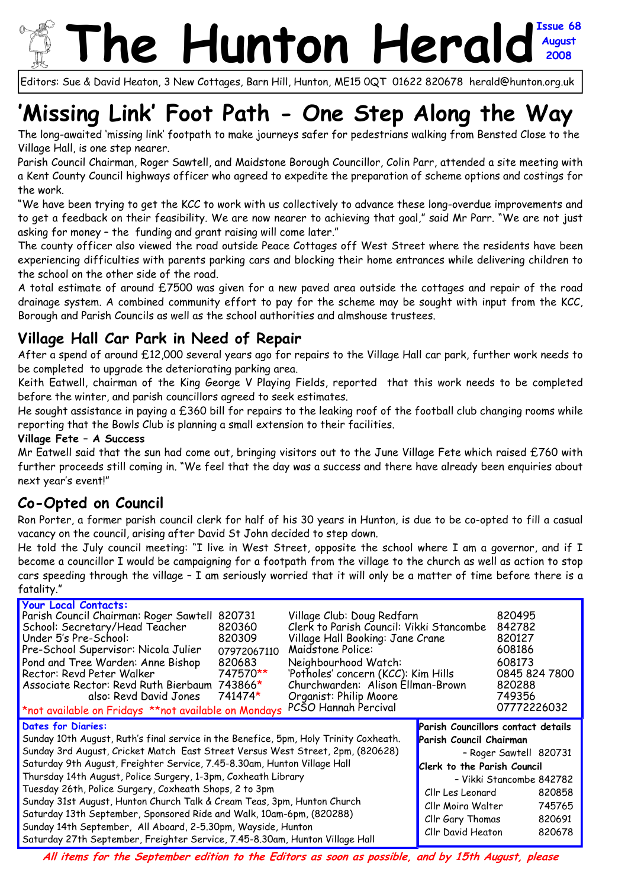# The Hunton Herald

Issue 68 August 2008

Editors: Sue & David Heaton, 3 New Cottages, Barn Hill, Hunton, ME15 0QT 01622 820678 herald@hunton.org.uk

# 'Missing Link' Foot Path - One Step Along the Way

The long-awaited 'missing link' footpath to make journeys safer for pedestrians walking from Bensted Close to the Village Hall, is one step nearer.

Parish Council Chairman, Roger Sawtell, and Maidstone Borough Councillor, Colin Parr, attended a site meeting with a Kent County Council highways officer who agreed to expedite the preparation of scheme options and costings for the work.

"We have been trying to get the KCC to work with us collectively to advance these long-overdue improvements and to get a feedback on their feasibility. We are now nearer to achieving that goal," said Mr Parr. "We are not just asking for money – the funding and grant raising will come later."

The county officer also viewed the road outside Peace Cottages off West Street where the residents have been experiencing difficulties with parents parking cars and blocking their home entrances while delivering children to the school on the other side of the road.

A total estimate of around £7500 was given for a new paved area outside the cottages and repair of the road drainage system. A combined community effort to pay for the scheme may be sought with input from the KCC, Borough and Parish Councils as well as the school authorities and almshouse trustees.

## Village Hall Car Park in Need of Repair

After a spend of around £12,000 several years ago for repairs to the Village Hall car park, further work needs to be completed to upgrade the deteriorating parking area.

Keith Eatwell, chairman of the King George V Playing Fields, reported that this work needs to be completed before the winter, and parish councillors agreed to seek estimates.

He sought assistance in paying a £360 bill for repairs to the leaking roof of the football club changing rooms while reporting that the Bowls Club is planning a small extension to their facilities.

**Village Fete – A Success**

Mr Eatwell said that the sun had come out, bringing visitors out to the June Village Fete which raised £760 with further proceeds still coming in. "We feel that the day was a success and there have already been enquiries about next year's event!"

## Co-Opted on Council

Ron Porter, a former parish council clerk for half of his 30 years in Hunton, is due to be co-opted to fill a casual vacancy on the council, arising after David St John decided to step down.

He told the July council meeting: "I live in West Street, opposite the school where I am a governor, and if I become a councillor I would be campaigning for a footpath from the village to the church as well as action to stop cars speeding through the village – I am seriously worried that it will only be a matter of time before there is a fatality."

**Your Local Contacts:**

| | | | |
|---|---|---|---|
| Parish Council Chairman: Roger Sawtell | 820731 | Village Club: Doug Redfarn | 820495 |
| School: Secretary/Head Teacher | 820360 | Clerk to Parish Council: Vikki Stancombe | 842782 |
| Under 5's Pre-School: | 820309 | Village Hall Booking: Jane Crane | 820127 |
| Pre-School Supervisor: Nicola Julier | 07972067110 | Maidstone Police: | 608186 |
| Pond and Tree Warden: Anne Bishop | 820683 | Neighbourhood Watch: | 608173 |
| Rector: Revd Peter Walker | 747570** | 'Potholes' concern (KCC): Kim Hills | 0845 824 7800 |
| Associate Rector: Revd Ruth Bierbaum | 743866* | Churchwarden: Alison Ellman-Brown | 820288 |
| also: Revd David Jones | 741474* | Organist: Philip Moore | 749356 |
| *not available on Fridays **not available on Mondays | | PCSO Hannah Percival | 07772226032 |

**Dates for Diaries:**

- Sunday 10th August, Ruth's final service in the Benefice, 5pm, Holy Trinity Coxheath.
- Sunday 3rd August, Cricket Match East Street Versus West Street, 2pm, (820628)
- Saturday 9th August, Freighter Service, 7.45-8.30am, Hunton Village Hall
- Thursday 14th August, Police Surgery, 1-3pm, Coxheath Library
- Tuesday 26th, Police Surgery, Coxheath Shops, 2 to 3pm
- Sunday 31st August, Hunton Church Talk & Cream Teas, 3pm, Hunton Church
- Saturday 13th September, Sponsored Ride and Walk, 10am-6pm, (820288)
- Sunday 14th September, All Aboard, 2-5.30pm, Wayside, Hunton
- Saturday 27th September, Freighter Service, 7.45-8.30am, Hunton Village Hall

**Parish Councillors contact details**

**Parish Council Chairman**
- Roger Sawtell 820731

**Clerk to the Parish Council**
- Vikki Stancombe 842782

| | |
|---|---|
| Cllr Les Leonard | 820858 |
| Cllr Moira Walter | 745765 |
| Cllr Gary Thomas | 820691 |
| Cllr David Heaton | 820678 |

***All items for the September edition to the Editors as soon as possible, and by 15th August, please***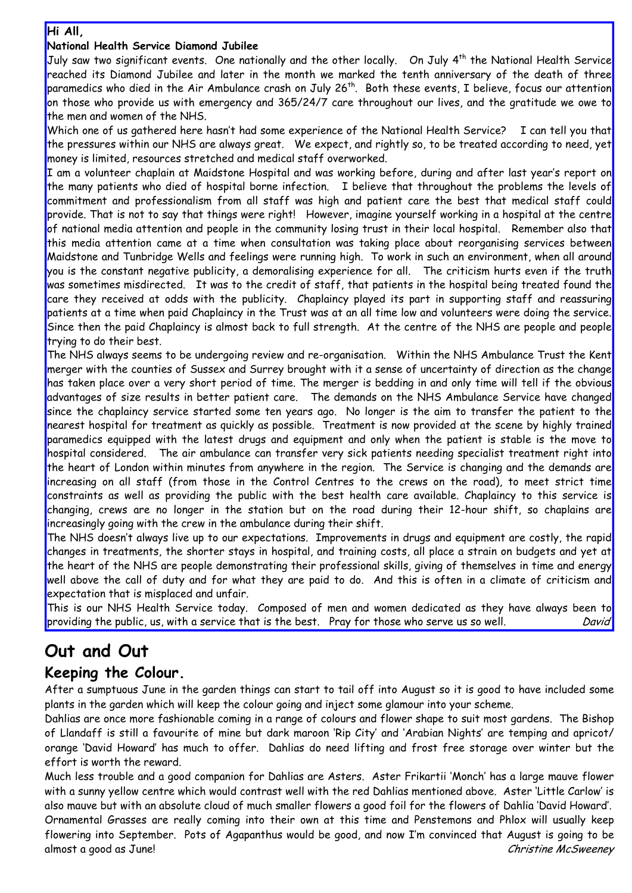**Hi All,**

**National Health Service Diamond Jubilee**

July saw two significant events. One nationally and the other locally. On July 4th the National Health Service reached its Diamond Jubilee and later in the month we marked the tenth anniversary of the death of three paramedics who died in the Air Ambulance crash on July 26th. Both these events, I believe, focus our attention on those who provide us with emergency and 365/24/7 care throughout our lives, and the gratitude we owe to the men and women of the NHS.

Which one of us gathered here hasn't had some experience of the National Health Service? I can tell you that the pressures within our NHS are always great. We expect, and rightly so, to be treated according to need, yet money is limited, resources stretched and medical staff overworked.

I am a volunteer chaplain at Maidstone Hospital and was working before, during and after last year's report on the many patients who died of hospital borne infection. I believe that throughout the problems the levels of commitment and professionalism from all staff was high and patient care the best that medical staff could provide. That is not to say that things were right! However, imagine yourself working in a hospital at the centre of national media attention and people in the community losing trust in their local hospital. Remember also that this media attention came at a time when consultation was taking place about reorganising services between Maidstone and Tunbridge Wells and feelings were running high. To work in such an environment, when all around you is the constant negative publicity, a demoralising experience for all. The criticism hurts even if the truth was sometimes misdirected. It was to the credit of staff, that patients in the hospital being treated found the care they received at odds with the publicity. Chaplaincy played its part in supporting staff and reassuring patients at a time when paid Chaplaincy in the Trust was at an all time low and volunteers were doing the service. Since then the paid Chaplaincy is almost back to full strength. At the centre of the NHS are people and people trying to do their best.

The NHS always seems to be undergoing review and re-organisation. Within the NHS Ambulance Trust the Kent merger with the counties of Sussex and Surrey brought with it a sense of uncertainty of direction as the change has taken place over a very short period of time. The merger is bedding in and only time will tell if the obvious advantages of size results in better patient care. The demands on the NHS Ambulance Service have changed since the chaplaincy service started some ten years ago. No longer is the aim to transfer the patient to the nearest hospital for treatment as quickly as possible. Treatment is now provided at the scene by highly trained paramedics equipped with the latest drugs and equipment and only when the patient is stable is the move to hospital considered. The air ambulance can transfer very sick patients needing specialist treatment right into the heart of London within minutes from anywhere in the region. The Service is changing and the demands are increasing on all staff (from those in the Control Centres to the crews on the road), to meet strict time constraints as well as providing the public with the best health care available. Chaplaincy to this service is changing, crews are no longer in the station but on the road during their 12-hour shift, so chaplains are increasingly going with the crew in the ambulance during their shift.

The NHS doesn't always live up to our expectations. Improvements in drugs and equipment are costly, the rapid changes in treatments, the shorter stays in hospital, and training costs, all place a strain on budgets and yet at the heart of the NHS are people demonstrating their professional skills, giving of themselves in time and energy well above the call of duty and for what they are paid to do. And this is often in a climate of criticism and expectation that is misplaced and unfair.

This is our NHS Health Service today. Composed of men and women dedicated as they have always been to providing the public, us, with a service that is the best. Pray for those who serve us so well. *David*

# Out and Out

## Keeping the Colour.

After a sumptuous June in the garden things can start to tail off into August so it is good to have included some plants in the garden which will keep the colour going and inject some glamour into your scheme.

Dahlias are once more fashionable coming in a range of colours and flower shape to suit most gardens. The Bishop of Llandaff is still a favourite of mine but dark maroon 'Rip City' and 'Arabian Nights' are temping and apricot/ orange 'David Howard' has much to offer. Dahlias do need lifting and frost free storage over winter but the effort is worth the reward.

Much less trouble and a good companion for Dahlias are Asters. Aster Frikartii 'Monch' has a large mauve flower with a sunny yellow centre which would contrast well with the red Dahlias mentioned above. Aster 'Little Carlow' is also mauve but with an absolute cloud of much smaller flowers a good foil for the flowers of Dahlia 'David Howard'. Ornamental Grasses are really coming into their own at this time and Penstemons and Phlox will usually keep flowering into September. Pots of Agapanthus would be good, and now I'm convinced that August is going to be almost a good as June! *Christine McSweeney*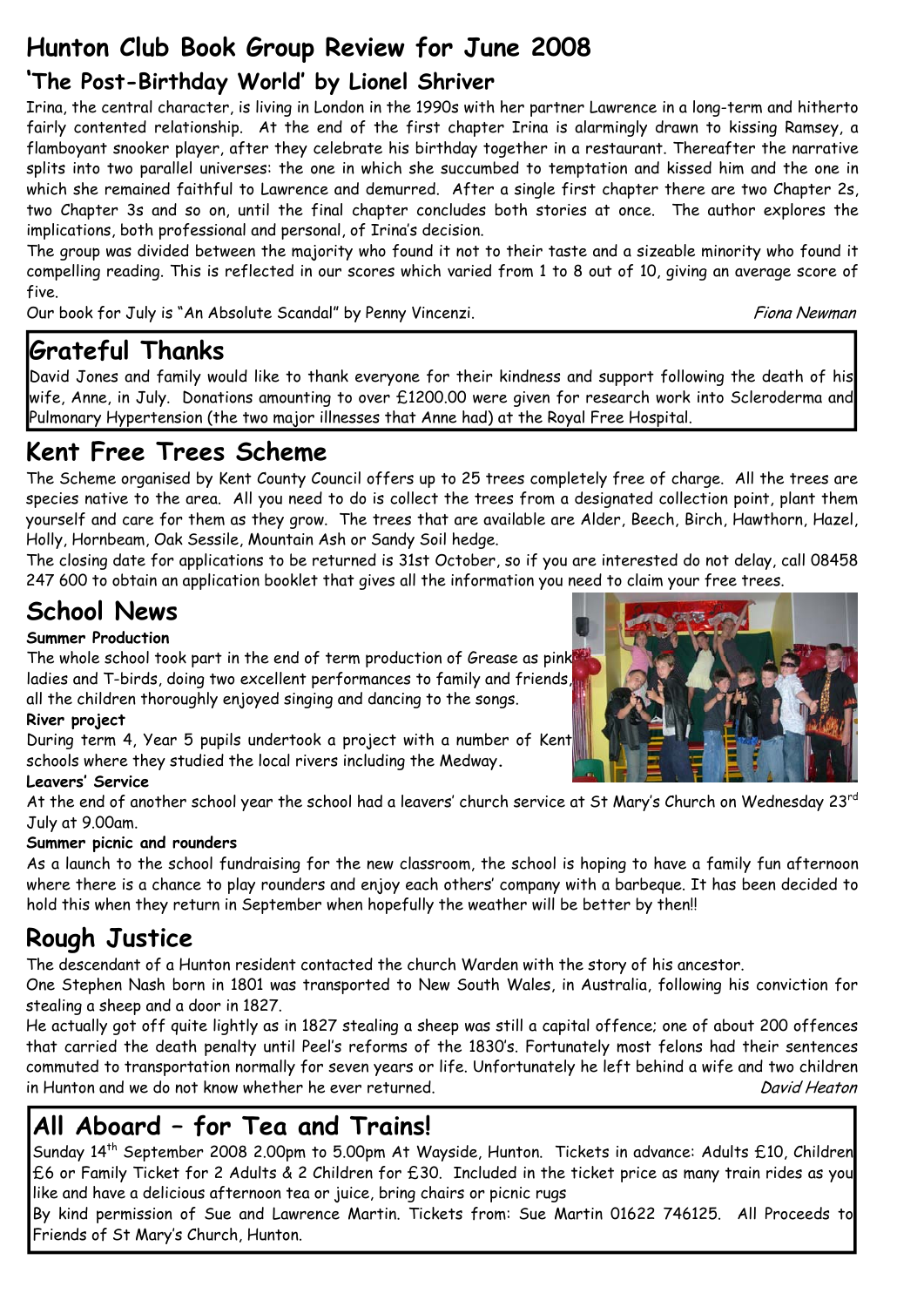# Hunton Club Book Group Review for June 2008

## 'The Post-Birthday World' by Lionel Shriver

Irina, the central character, is living in London in the 1990s with her partner Lawrence in a long-term and hitherto fairly contented relationship. At the end of the first chapter Irina is alarmingly drawn to kissing Ramsey, a flamboyant snooker player, after they celebrate his birthday together in a restaurant. Thereafter the narrative splits into two parallel universes: the one in which she succumbed to temptation and kissed him and the one in which she remained faithful to Lawrence and demurred. After a single first chapter there are two Chapter 2s, two Chapter 3s and so on, until the final chapter concludes both stories at once. The author explores the implications, both professional and personal, of Irina's decision.

The group was divided between the majority who found it not to their taste and a sizeable minority who found it compelling reading. This is reflected in our scores which varied from 1 to 8 out of 10, giving an average score of five.

Our book for July is "An Absolute Scandal" by Penny Vincenzi.

*Fiona Newman*

# Grateful Thanks

David Jones and family would like to thank everyone for their kindness and support following the death of his wife, Anne, in July. Donations amounting to over £1200.00 were given for research work into Scleroderma and Pulmonary Hypertension (the two major illnesses that Anne had) at the Royal Free Hospital.

# Kent Free Trees Scheme

The Scheme organised by Kent County Council offers up to 25 trees completely free of charge. All the trees are species native to the area. All you need to do is collect the trees from a designated collection point, plant them yourself and care for them as they grow. The trees that are available are Alder, Beech, Birch, Hawthorn, Hazel, Holly, Hornbeam, Oak Sessile, Mountain Ash or Sandy Soil hedge.

The closing date for applications to be returned is 31st October, so if you are interested do not delay, call 08458 247 600 to obtain an application booklet that gives all the information you need to claim your free trees.

# School News

**Summer Production**

The whole school took part in the end of term production of Grease as pink ladies and T-birds, doing two excellent performances to family and friends, all the children thoroughly enjoyed singing and dancing to the songs.

**River project**

During term 4, Year 5 pupils undertook a project with a number of Kent schools where they studied the local rivers including the Medway.

**Leavers' Service**

At the end of another school year the school had a leavers' church service at St Mary's Church on Wednesday 23rd July at 9.00am.

**Summer picnic and rounders**

As a launch to the school fundraising for the new classroom, the school is hoping to have a family fun afternoon where there is a chance to play rounders and enjoy each others' company with a barbeque. It has been decided to hold this when they return in September when hopefully the weather will be better by then!!

# Rough Justice

The descendant of a Hunton resident contacted the church Warden with the story of his ancestor.

One Stephen Nash born in 1801 was transported to New South Wales, in Australia, following his conviction for stealing a sheep and a door in 1827.

He actually got off quite lightly as in 1827 stealing a sheep was still a capital offence; one of about 200 offences that carried the death penalty until Peel's reforms of the 1830's. Fortunately most felons had their sentences commuted to transportation normally for seven years or life. Unfortunately he left behind a wife and two children in Hunton and we do not know whether he ever returned.

*David Heaton*

# All Aboard – for Tea and Trains!

Sunday 14th September 2008 2.00pm to 5.00pm At Wayside, Hunton. Tickets in advance: Adults £10, Children £6 or Family Ticket for 2 Adults & 2 Children for £30. Included in the ticket price as many train rides as you like and have a delicious afternoon tea or juice, bring chairs or picnic rugs

By kind permission of Sue and Lawrence Martin. Tickets from: Sue Martin 01622 746125. All Proceeds to Friends of St Mary's Church, Hunton.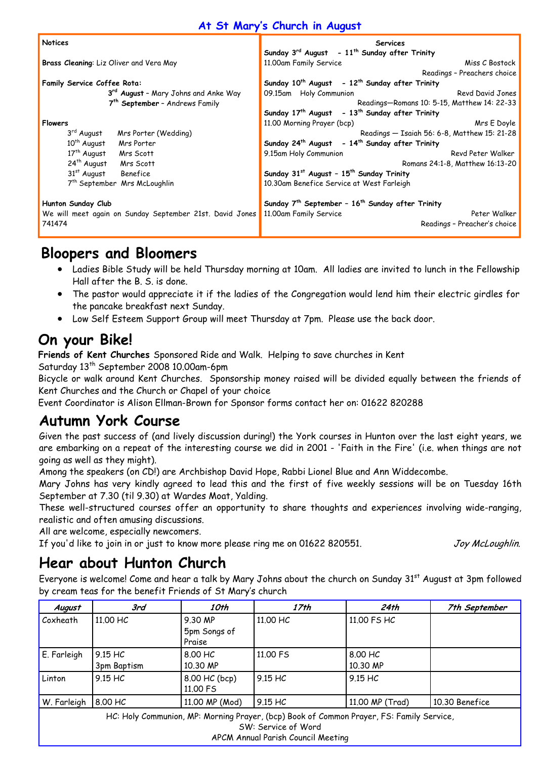# At St Mary's Church in August

**Notices**

**Brass Cleaning**: Liz Oliver and Vera May

**Family Service Coffee Rota:**

**3rd August** – Mary Johns and Anke Way
**7th September** – Andrews Family

**Flowers**

3rd August Mrs Porter (Wedding)
10th August Mrs Porter
17th August Mrs Scott
24th August Mrs Scott
31st August Benefice
7th September Mrs McLoughlin

**Hunton Sunday Club**

We will meet again on Sunday September 21st. David Jones 741474

**Services**

**Sunday 3rd August – 11th Sunday after Trinity**
11.00am Family Service — Miss C Bostock
Readings – Preachers choice

**Sunday 10th August – 12th Sunday after Trinity**
09.15am Holy Communion — Revd David Jones
Readings—Romans 10: 5-15, Matthew 14: 22-33

**Sunday 17th August – 13th Sunday after Trinity**
11.00 Morning Prayer (bcp) — Mrs E Doyle
Readings — Isaiah 56: 6-8, Matthew 15: 21-28

**Sunday 24th August – 14th Sunday after Trinity**
9.15am Holy Communion — Revd Peter Walker
Romans 24:1-8, Matthew 16:13-20

**Sunday 31st August – 15th Sunday Trinity**
10.30am Benefice Service at West Farleigh

**Sunday 7th September – 16th Sunday after Trinity**
11.00am Family Service — Peter Walker
Readings – Preacher's choice

## Bloopers and Bloomers

- Ladies Bible Study will be held Thursday morning at 10am. All ladies are invited to lunch in the Fellowship Hall after the B. S. is done.
- The pastor would appreciate it if the ladies of the Congregation would lend him their electric girdles for the pancake breakfast next Sunday.
- Low Self Esteem Support Group will meet Thursday at 7pm. Please use the back door.

## On your Bike!

**Friends of Kent Churches** Sponsored Ride and Walk. Helping to save churches in Kent
Saturday 13th September 2008 10.00am-6pm
Bicycle or walk around Kent Churches. Sponsorship money raised will be divided equally between the friends of Kent Churches and the Church or Chapel of your choice
Event Coordinator is Alison Ellman-Brown for Sponsor forms contact her on: 01622 820288

## Autumn York Course

Given the past success of (and lively discussion during!) the York courses in Hunton over the last eight years, we are embarking on a repeat of the interesting course we did in 2001 - 'Faith in the Fire' (i.e. when things are not going as well as they might).

Among the speakers (on CD!) are Archbishop David Hope, Rabbi Lionel Blue and Ann Widdecombe.

Mary Johns has very kindly agreed to lead this and the first of five weekly sessions will be on Tuesday 16th September at 7.30 (til 9.30) at Wardes Moat, Yalding.

These well-structured courses offer an opportunity to share thoughts and experiences involving wide-ranging, realistic and often amusing discussions.

All are welcome, especially newcomers.

If you'd like to join in or just to know more please ring me on 01622 820551. *Joy McLoughlin.*

## Hear about Hunton Church

Everyone is welcome! Come and hear a talk by Mary Johns about the church on Sunday 31st August at 3pm followed by cream teas for the benefit Friends of St Mary's church

| *August* | *3rd* | *10th* | *17th* | *24th* | *7th September* |
|---|---|---|---|---|---|
| Coxheath | 11.00 HC | 9.30 MP<br>5pm Songs of Praise | 11.00 HC | 11.00 FS HC | |
| E. Farleigh | 9.15 HC<br>3pm Baptism | 8.00 HC<br>10.30 MP | 11.00 FS | 8.00 HC<br>10.30 MP | |
| Linton | 9.15 HC | 8.00 HC (bcp)<br>11.00 FS | 9.15 HC | 9.15 HC | |
| W. Farleigh | 8.00 HC | 11.00 MP (Mod) | 9.15 HC | 11.00 MP (Trad) | 10.30 Benefice |

HC: Holy Communion, MP: Morning Prayer, (bcp) Book of Common Prayer, FS: Family Service,
SW: Service of Word
APCM Annual Parish Council Meeting